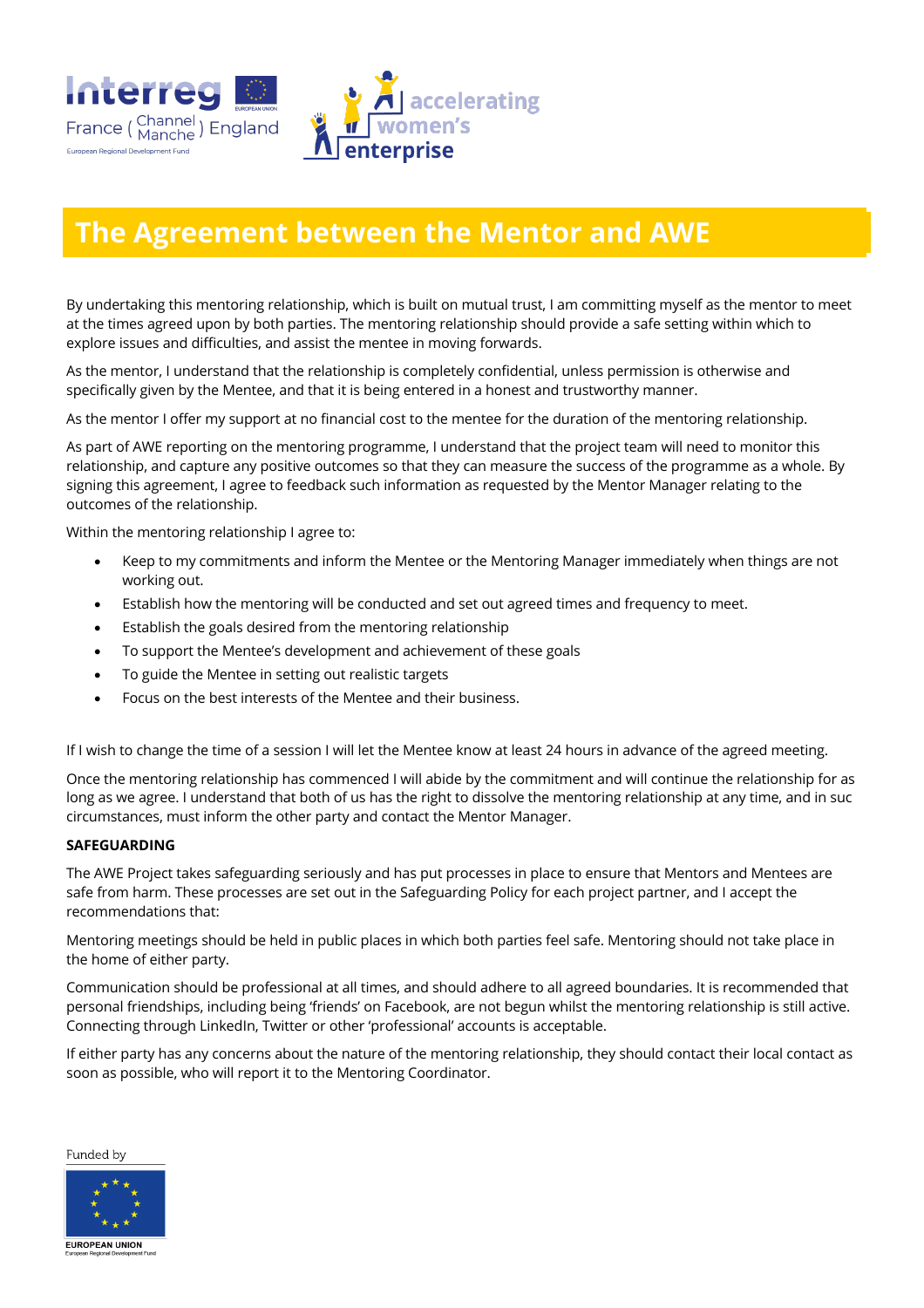# The Agreement between the Mentor and AWE

By undertaking this mentoring relationship, which is built on mutual trust, I am committing myself as the mentor to meet at the times agreed upon by both parties. The mentoring relationship should provide a safe setting within which to explore issues and difficulties, and assist the mentee in moving forwards.

As the mentor, I understand that the relationship is completely confidential, unless permission is otherwise and specifically given by the Mentee, and that it is being entered in a honest and trustworthy manner.

As the mentor I offer my support at no financial cost to the mentee for the duration of the mentoring relationship.

As part of AWE reporting on the mentoring programme, I understand that the project team will need to monitor this relationship, and capture any positive outcomes so that they can measure the success of the programme as a whole. By signing this agreement, I agree to feedback such information as requested by the Mentor Manager relating to the outcomes of the relationship.

Within the mentoring relationship I agree to:

- Keep to my commitments and inform the Mentee or the Mentoring Manager immediately when things are not working out.
- Establish how the mentoring will be conducted and set out agreed times and frequency to meet.
- Establish the goals desired from the mentoring relationship
- To support the Mentee's development and achievement of these goals
- To guide the Mentee in setting out realistic targets
- Focus on the best interests of the Mentee and their business.

If I wish to change the time of a session I will let the Mentee know at least 24 hours in advance of the agreed meeting.

Once the mentoring relationship has commenced I will abide by the commitment and will continue the relationship for as long as we agree. I understand that both of us has the right to dissolve the mentoring relationship at any time, and in suc circumstances, must inform the other party and contact the Mentor Manager.

**SAFEGUARDING**

The AWE Project takes safeguarding seriously and has put processes in place to ensure that Mentors and Mentees are safe from harm. These processes are set out in the Safeguarding Policy for each project partner, and I accept the recommendations that:

Mentoring meetings should be held in public places in which both parties feel safe. Mentoring should not take place in the home of either party.

Communication should be professional at all times, and should adhere to all agreed boundaries. It is recommended that personal friendships, including being 'friends' on Facebook, are not begun whilst the mentoring relationship is still active. Connecting through LinkedIn, Twitter or other 'professional' accounts is acceptable.

If either party has any concerns about the nature of the mentoring relationship, they should contact their local contact as soon as possible, who will report it to the Mentoring Coordinator.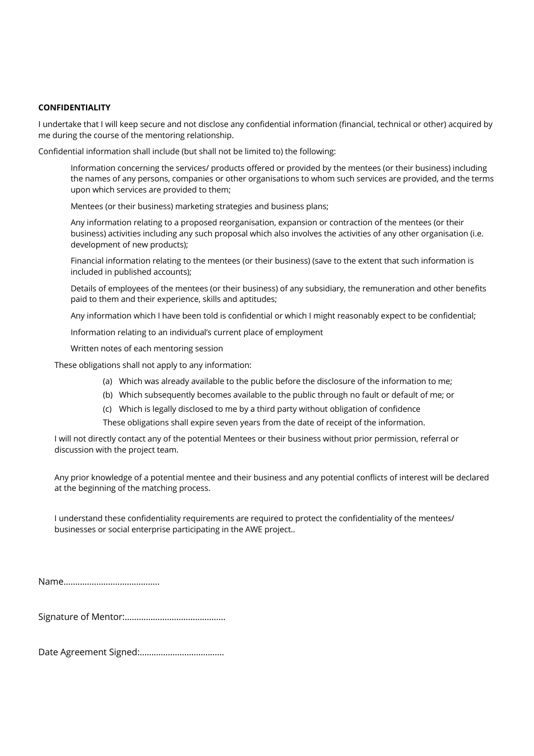**CONFIDENTIALITY**

I undertake that I will keep secure and not disclose any confidential information (financial, technical or other) acquired by me during the course of the mentoring relationship.

Confidential information shall include (but shall not be limited to) the following:

Information concerning the services/ products offered or provided by the mentees (or their business) including the names of any persons, companies or other organisations to whom such services are provided, and the terms upon which services are provided to them;

Mentees (or their business) marketing strategies and business plans;

Any information relating to a proposed reorganisation, expansion or contraction of the mentees (or their business) activities including any such proposal which also involves the activities of any other organisation (i.e. development of new products);

Financial information relating to the mentees (or their business) (save to the extent that such information is included in published accounts);

Details of employees of the mentees (or their business) of any subsidiary, the remuneration and other benefits paid to them and their experience, skills and aptitudes;

Any information which I have been told is confidential or which I might reasonably expect to be confidential;

Information relating to an individual's current place of employment

Written notes of each mentoring session

These obligations shall not apply to any information:

(a) Which was already available to the public before the disclosure of the information to me;

(b) Which subsequently becomes available to the public through no fault or default of me; or

(c) Which is legally disclosed to me by a third party without obligation of confidence

These obligations shall expire seven years from the date of receipt of the information.

I will not directly contact any of the potential Mentees or their business without prior permission, referral or discussion with the project team.

Any prior knowledge of a potential mentee and their business and any potential conflicts of interest will be declared at the beginning of the matching process.

I understand these confidentiality requirements are required to protect the confidentiality of the mentees/ businesses or social enterprise participating in the AWE project..

Name.........................................

Signature of Mentor:...........................................

Date Agreement Signed:....................................